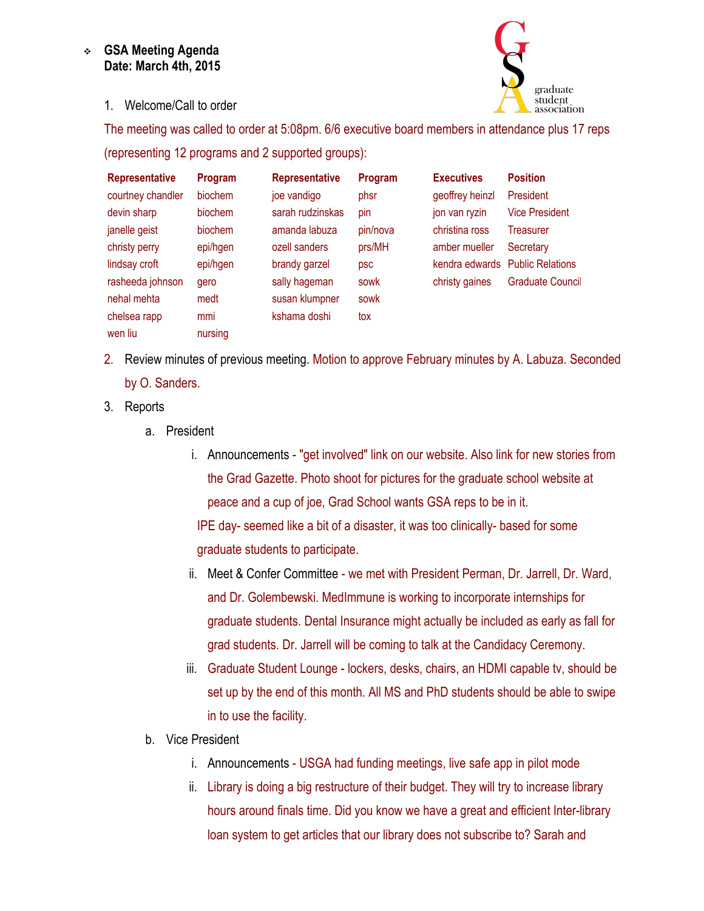- **GSA Meeting Agenda**
  **Date: March 4th, 2015**

1. Welcome/Call to order

The meeting was called to order at 5:08pm. 6/6 executive board members in attendance plus 17 reps (representing 12 programs and 2 supported groups):

| Representative | Program | Representative | Program | Executives | Position |
|---|---|---|---|---|---|
| courtney chandler | biochem | joe vandigo | phsr | geoffrey heinzl | President |
| devin sharp | biochem | sarah rudzinskas | pin | jon van ryzin | Vice President |
| janelle geist | biochem | amanda labuza | pin/nova | christina ross | Treasurer |
| christy perry | epi/hgen | ozell sanders | prs/MH | amber mueller | Secretary |
| lindsay croft | epi/hgen | brandy garzel | psc | kendra edwards | Public Relations |
| rasheeda johnson | gero | sally hageman | sowk | christy gaines | Graduate Council |
| nehal mehta | medt | susan klumpner | sowk | | |
| chelsea rapp | mmi | kshama doshi | tox | | |
| wen liu | nursing | | | | |

2. Review minutes of previous meeting. Motion to approve February minutes by A. Labuza. Seconded by O. Sanders.
3. Reports
   a. President
      i. Announcements - "get involved" link on our website. Also link for new stories from the Grad Gazette. Photo shoot for pictures for the graduate school website at peace and a cup of joe, Grad School wants GSA reps to be in it.
      IPE day- seemed like a bit of a disaster, it was too clinically- based for some graduate students to participate.
      ii. Meet & Confer Committee - we met with President Perman, Dr. Jarrell, Dr. Ward, and Dr. Golembewski. MedImmune is working to incorporate internships for graduate students. Dental Insurance might actually be included as early as fall for grad students. Dr. Jarrell will be coming to talk at the Candidacy Ceremony.
      iii. Graduate Student Lounge - lockers, desks, chairs, an HDMI capable tv, should be set up by the end of this month. All MS and PhD students should be able to swipe in to use the facility.

   b. Vice President
      i. Announcements - USGA had funding meetings, live safe app in pilot mode
      ii. Library is doing a big restructure of their budget. They will try to increase library hours around finals time. Did you know we have a great and efficient Inter-library loan system to get articles that our library does not subscribe to? Sarah and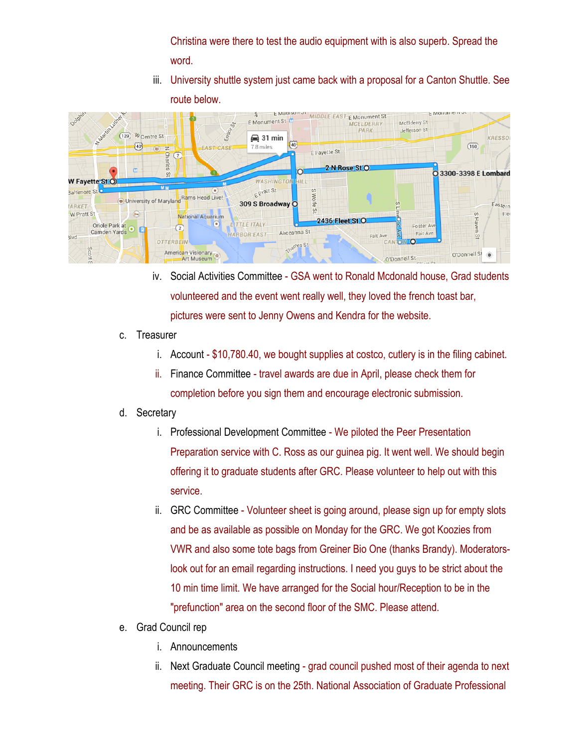Christina were there to test the audio equipment with is also superb. Spread the word.

iii. University shuttle system just came back with a proposal for a Canton Shuttle. See route below.

iv. Social Activities Committee - GSA went to Ronald Mcdonald house, Grad students volunteered and the event went really well, they loved the french toast bar, pictures were sent to Jenny Owens and Kendra for the website.

c. Treasurer
   i. Account - $10,780.40, we bought supplies at costco, cutlery is in the filing cabinet.
   ii. Finance Committee - travel awards are due in April, please check them for completion before you sign them and encourage electronic submission.

d. Secretary
   i. Professional Development Committee - We piloted the Peer Presentation Preparation service with C. Ross as our guinea pig. It went well. We should begin offering it to graduate students after GRC. Please volunteer to help out with this service.
   ii. GRC Committee - Volunteer sheet is going around, please sign up for empty slots and be as available as possible on Monday for the GRC. We got Koozies from VWR and also some tote bags from Greiner Bio One (thanks Brandy). Moderators- look out for an email regarding instructions. I need you guys to be strict about the 10 min time limit. We have arranged for the Social hour/Reception to be in the "prefunction" area on the second floor of the SMC. Please attend.

e. Grad Council rep
   i. Announcements
   ii. Next Graduate Council meeting - grad council pushed most of their agenda to next meeting. Their GRC is on the 25th. National Association of Graduate Professional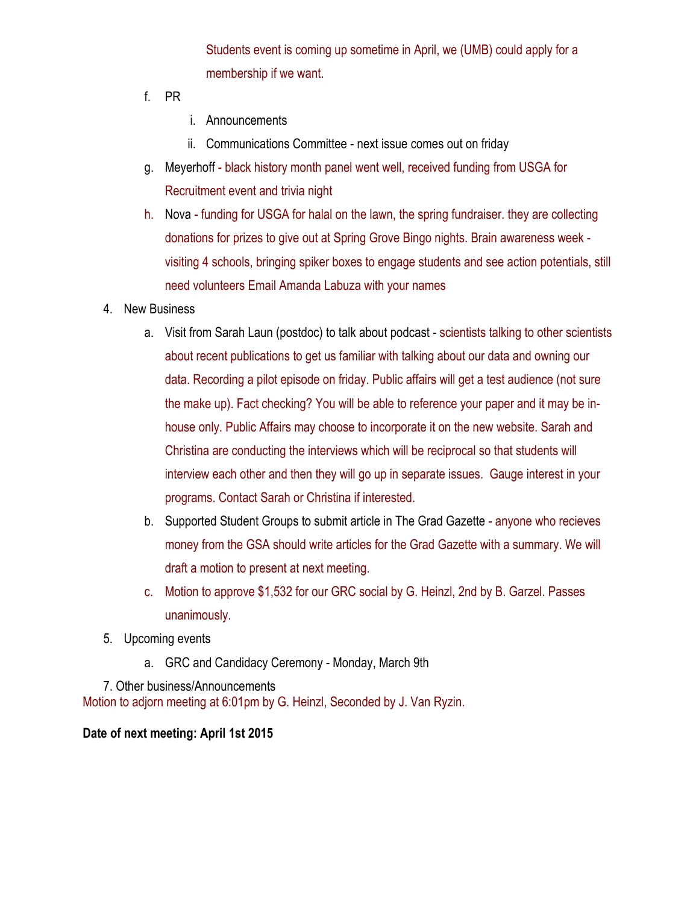Students event is coming up sometime in April, we (UMB) could apply for a membership if we want.

f. PR
    i. Announcements
    ii. Communications Committee - next issue comes out on friday
g. Meyerhoff - black history month panel went well, received funding from USGA for Recruitment event and trivia night
h. Nova - funding for USGA for halal on the lawn, the spring fundraiser. they are collecting donations for prizes to give out at Spring Grove Bingo nights. Brain awareness week - visiting 4 schools, bringing spiker boxes to engage students and see action potentials, still need volunteers Email Amanda Labuza with your names

4. New Business
    a. Visit from Sarah Laun (postdoc) to talk about podcast - scientists talking to other scientists about recent publications to get us familiar with talking about our data and owning our data. Recording a pilot episode on friday. Public affairs will get a test audience (not sure the make up). Fact checking? You will be able to reference your paper and it may be in-house only. Public Affairs may choose to incorporate it on the new website. Sarah and Christina are conducting the interviews which will be reciprocal so that students will interview each other and then they will go up in separate issues. Gauge interest in your programs. Contact Sarah or Christina if interested.
    b. Supported Student Groups to submit article in The Grad Gazette - anyone who recieves money from the GSA should write articles for the Grad Gazette with a summary. We will draft a motion to present at next meeting.
    c. Motion to approve $1,532 for our GRC social by G. Heinzl, 2nd by B. Garzel. Passes unanimously.

5. Upcoming events
    a. GRC and Candidacy Ceremony - Monday, March 9th

7. Other business/Announcements

Motion to adjorn meeting at 6:01pm by G. Heinzl, Seconded by J. Van Ryzin.

**Date of next meeting: April 1st 2015**